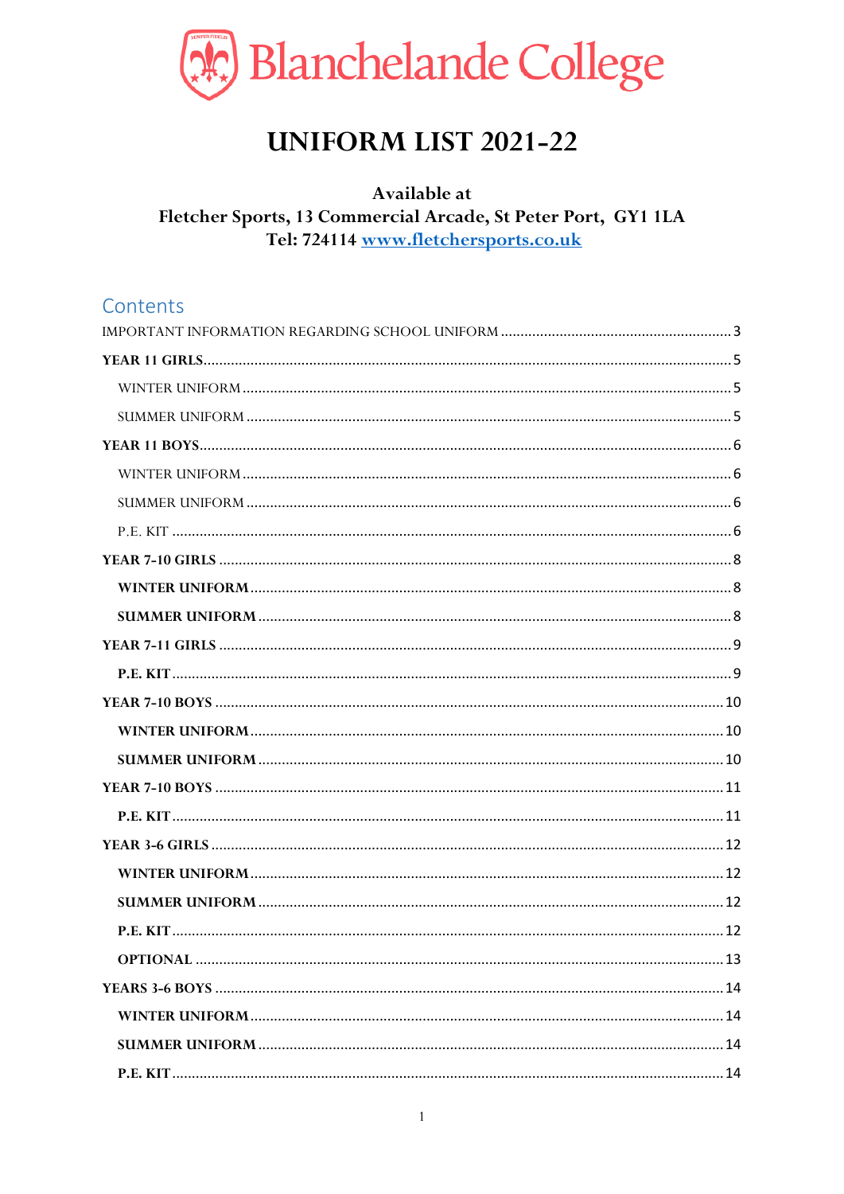# Blanchelande College

# UNIFORM LIST 2021-22

**Available at**
**Fletcher Sports, 13 Commercial Arcade, St Peter Port, GY1 1LA**
**Tel: 724114 [www.fletchersports.co.uk](http://www.fletchersports.co.uk)**

## Contents

IMPORTANT INFORMATION REGARDING SCHOOL UNIFORM .......... 3

**YEAR 11 GIRLS** .......... 5

- WINTER UNIFORM .......... 5
- SUMMER UNIFORM .......... 5

**YEAR 11 BOYS** .......... 6

- WINTER UNIFORM .......... 6
- SUMMER UNIFORM .......... 6
- P.E. KIT .......... 6

**YEAR 7-10 GIRLS** .......... 8

- **WINTER UNIFORM** .......... 8
- **SUMMER UNIFORM** .......... 8

**YEAR 7-11 GIRLS** .......... 9

- **P.E. KIT** .......... 9

**YEAR 7-10 BOYS** .......... 10

- **WINTER UNIFORM** .......... 10
- **SUMMER UNIFORM** .......... 10

**YEAR 7-10 BOYS** .......... 11

- **P.E. KIT** .......... 11

**YEAR 3-6 GIRLS** .......... 12

- **WINTER UNIFORM** .......... 12
- **SUMMER UNIFORM** .......... 12
- **P.E. KIT** .......... 12
- **OPTIONAL** .......... 13

**YEARS 3-6 BOYS** .......... 14

- **WINTER UNIFORM** .......... 14
- **SUMMER UNIFORM** .......... 14
- **P.E. KIT** .......... 14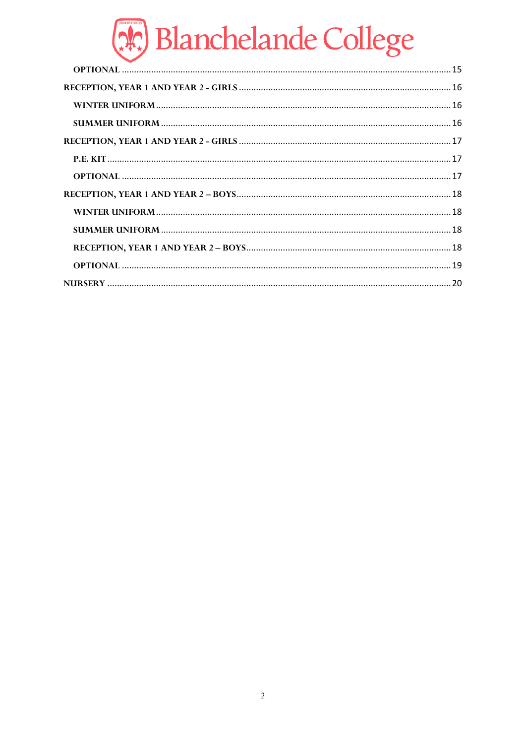OPTIONAL ..................................................................................................................... 15

RECEPTION, YEAR 1 AND YEAR 2 - GIRLS ..................................................................................... 16

WINTER UNIFORM ........................................................................................................................ 16

SUMMER UNIFORM ...................................................................................................................... 16

RECEPTION, YEAR 1 AND YEAR 2 - GIRLS ..................................................................................... 17

P.E. KIT ........................................................................................................................................... 17

OPTIONAL ..................................................................................................................................... 17

RECEPTION, YEAR 1 AND YEAR 2 – BOYS ...................................................................................... 18

WINTER UNIFORM ........................................................................................................................ 18

SUMMER UNIFORM ...................................................................................................................... 18

RECEPTION, YEAR 1 AND YEAR 2 – BOYS .................................................................................... 18

OPTIONAL ..................................................................................................................................... 19

NURSERY .......................................................................................................................................... 20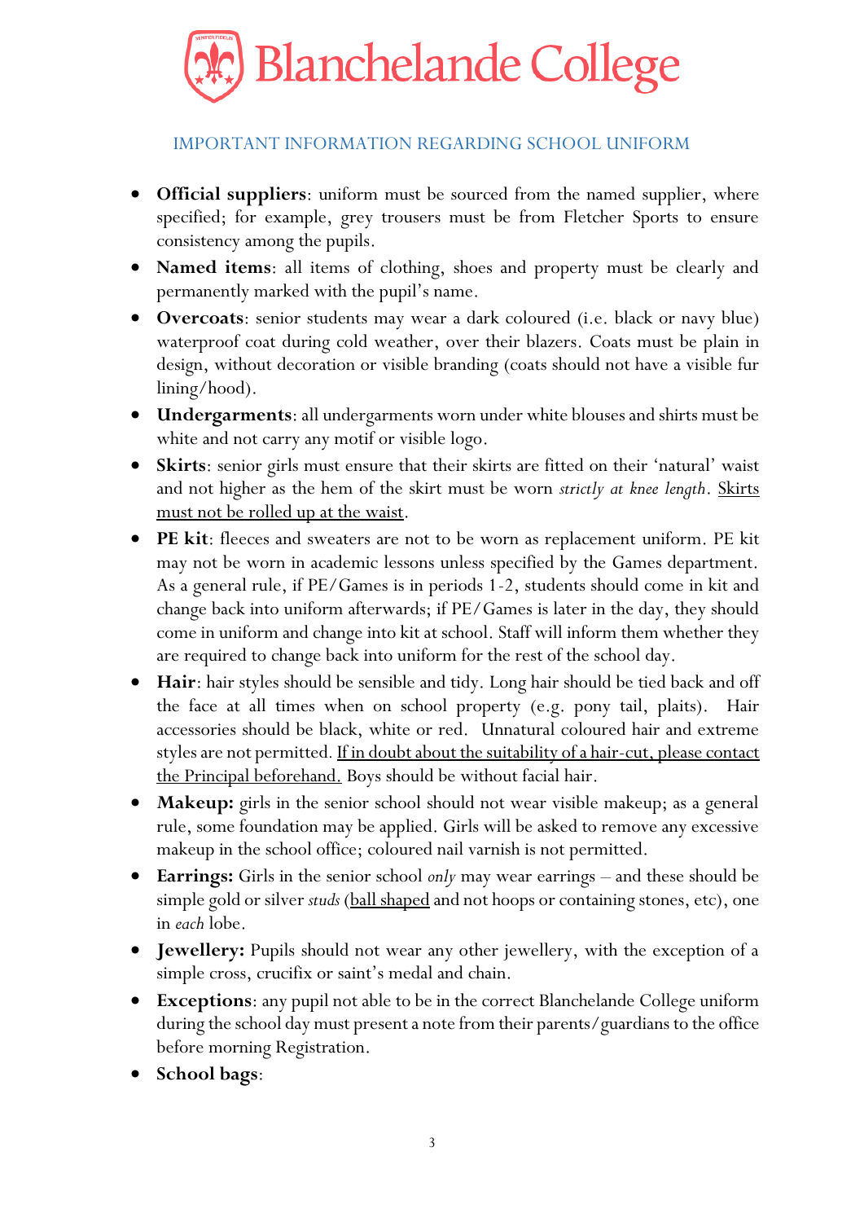# Blanchelande College

## IMPORTANT INFORMATION REGARDING SCHOOL UNIFORM

- **Official suppliers**: uniform must be sourced from the named supplier, where specified; for example, grey trousers must be from Fletcher Sports to ensure consistency among the pupils.
- **Named items**: all items of clothing, shoes and property must be clearly and permanently marked with the pupil's name.
- **Overcoats**: senior students may wear a dark coloured (i.e. black or navy blue) waterproof coat during cold weather, over their blazers. Coats must be plain in design, without decoration or visible branding (coats should not have a visible fur lining/hood).
- **Undergarments**: all undergarments worn under white blouses and shirts must be white and not carry any motif or visible logo.
- **Skirts**: senior girls must ensure that their skirts are fitted on their 'natural' waist and not higher as the hem of the skirt must be worn *strictly at knee length*. <u>Skirts must not be rolled up at the waist</u>.
- **PE kit**: fleeces and sweaters are not to be worn as replacement uniform. PE kit may not be worn in academic lessons unless specified by the Games department. As a general rule, if PE/Games is in periods 1-2, students should come in kit and change back into uniform afterwards; if PE/Games is later in the day, they should come in uniform and change into kit at school. Staff will inform them whether they are required to change back into uniform for the rest of the school day.
- **Hair**: hair styles should be sensible and tidy. Long hair should be tied back and off the face at all times when on school property (e.g. pony tail, plaits). Hair accessories should be black, white or red. Unnatural coloured hair and extreme styles are not permitted. <u>If in doubt about the suitability of a hair-cut, please contact the Principal beforehand.</u> Boys should be without facial hair.
- **Makeup:** girls in the senior school should not wear visible makeup; as a general rule, some foundation may be applied. Girls will be asked to remove any excessive makeup in the school office; coloured nail varnish is not permitted.
- **Earrings:** Girls in the senior school *only* may wear earrings – and these should be simple gold or silver *studs* (<u>ball shaped</u> and not hoops or containing stones, etc), one in *each* lobe.
- **Jewellery:** Pupils should not wear any other jewellery, with the exception of a simple cross, crucifix or saint's medal and chain.
- **Exceptions**: any pupil not able to be in the correct Blanchelande College uniform during the school day must present a note from their parents/guardians to the office before morning Registration.
- **School bags**: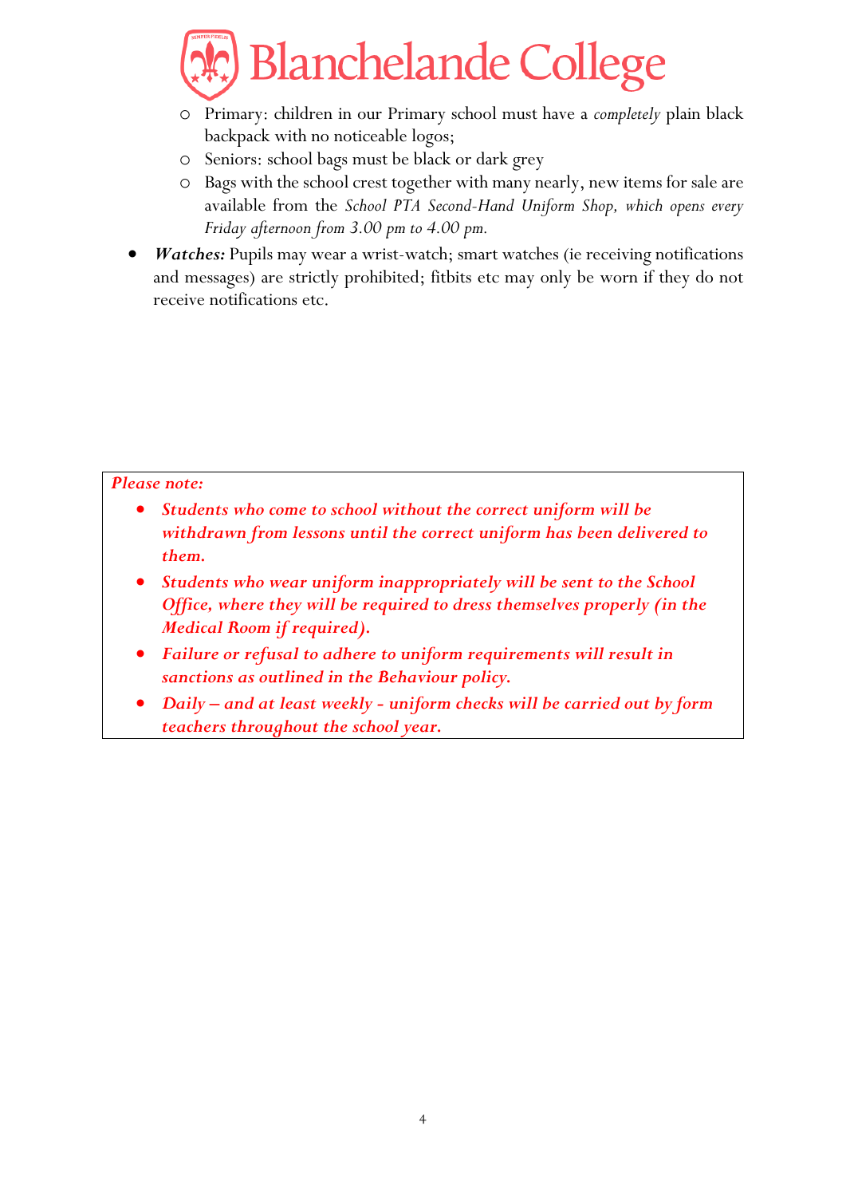- Primary: children in our Primary school must have a *completely* plain black backpack with no noticeable logos;
- Seniors: school bags must be black or dark grey
- Bags with the school crest together with many nearly, new items for sale are available from the *School PTA Second-Hand Uniform Shop, which opens every Friday afternoon from 3.00 pm to 4.00 pm.*

- ***Watches:*** Pupils may wear a wrist-watch; smart watches (ie receiving notifications and messages) are strictly prohibited; fitbits etc may only be worn if they do not receive notifications etc.

***Please note:***

- ***Students who come to school without the correct uniform will be withdrawn from lessons until the correct uniform has been delivered to them.***
- ***Students who wear uniform inappropriately will be sent to the School Office, where they will be required to dress themselves properly (in the Medical Room if required).***
- ***Failure or refusal to adhere to uniform requirements will result in sanctions as outlined in the Behaviour policy.***
- ***Daily – and at least weekly - uniform checks will be carried out by form teachers throughout the school year.***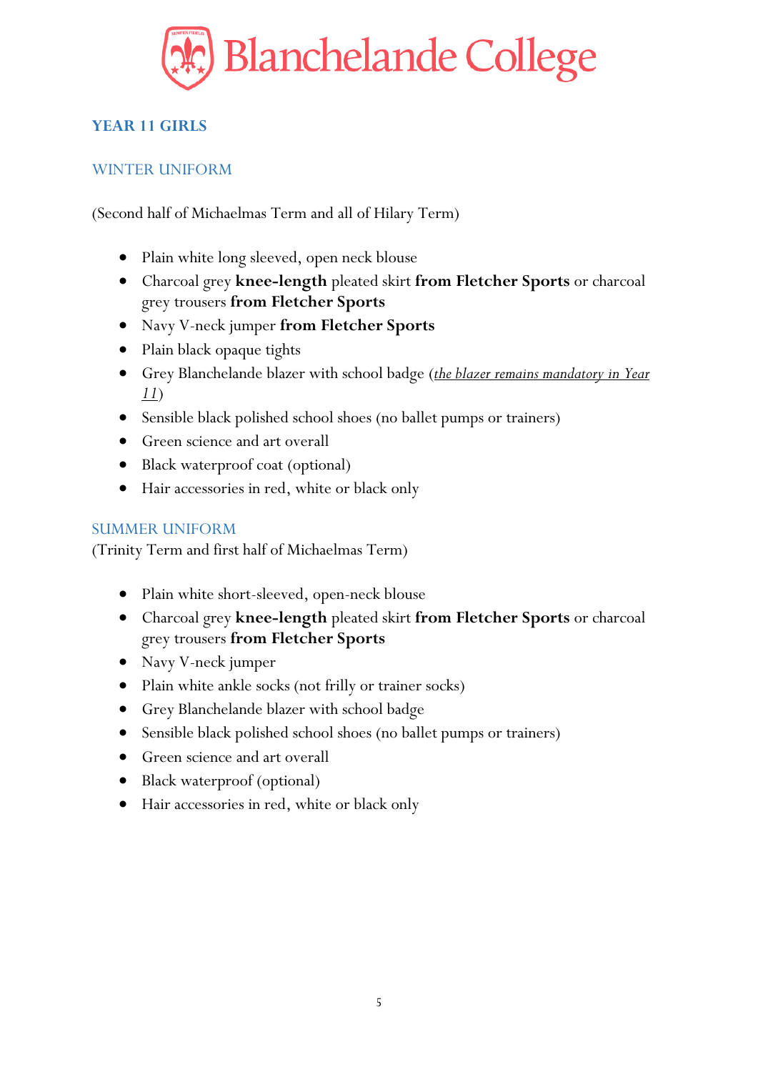## YEAR 11 GIRLS

### WINTER UNIFORM

(Second half of Michaelmas Term and all of Hilary Term)

- Plain white long sleeved, open neck blouse
- Charcoal grey **knee-length** pleated skirt **from Fletcher Sports** or charcoal grey trousers **from Fletcher Sports**
- Navy V-neck jumper **from Fletcher Sports**
- Plain black opaque tights
- Grey Blanchelande blazer with school badge (*the blazer remains mandatory in Year 11*)
- Sensible black polished school shoes (no ballet pumps or trainers)
- Green science and art overall
- Black waterproof coat (optional)
- Hair accessories in red, white or black only

### SUMMER UNIFORM

(Trinity Term and first half of Michaelmas Term)

- Plain white short-sleeved, open-neck blouse
- Charcoal grey **knee-length** pleated skirt **from Fletcher Sports** or charcoal grey trousers **from Fletcher Sports**
- Navy V-neck jumper
- Plain white ankle socks (not frilly or trainer socks)
- Grey Blanchelande blazer with school badge
- Sensible black polished school shoes (no ballet pumps or trainers)
- Green science and art overall
- Black waterproof (optional)
- Hair accessories in red, white or black only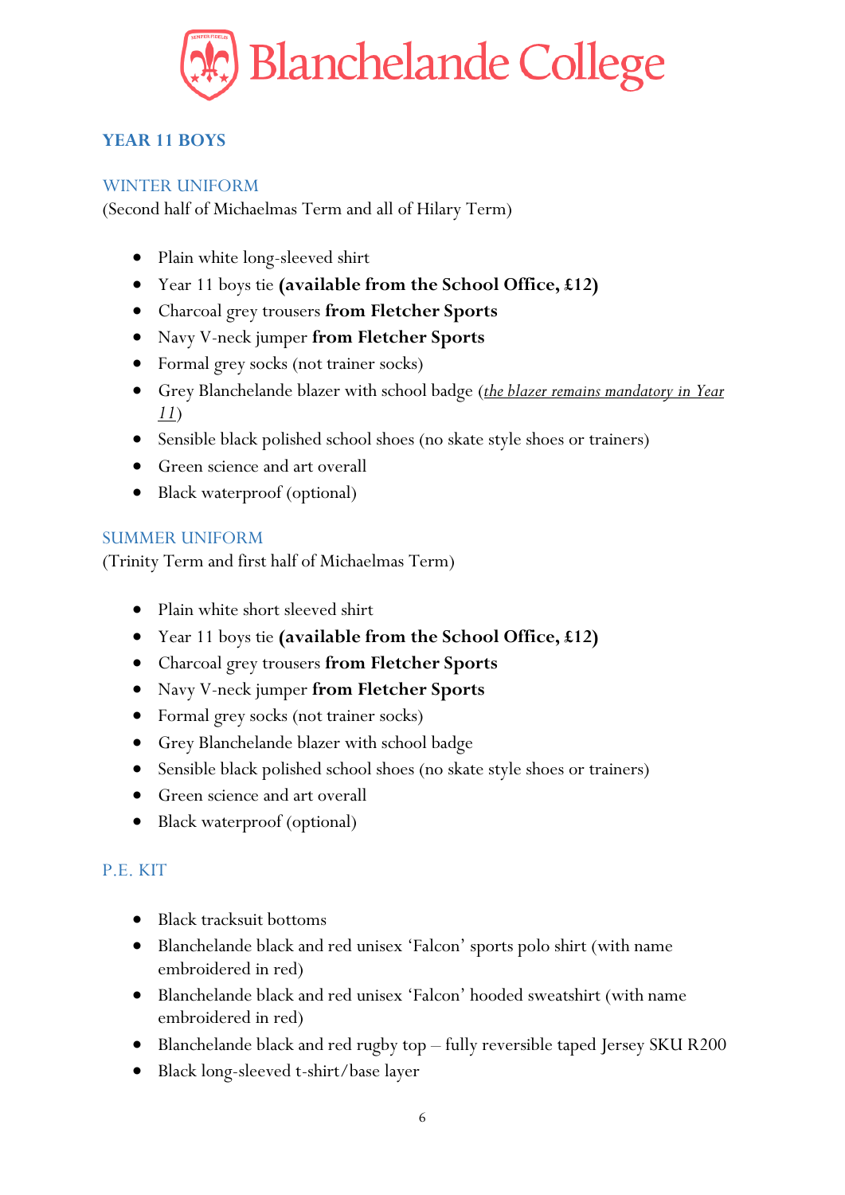# Blanchelande College

## YEAR 11 BOYS

### WINTER UNIFORM

(Second half of Michaelmas Term and all of Hilary Term)

- Plain white long-sleeved shirt
- Year 11 boys tie **(available from the School Office, £12)**
- Charcoal grey trousers **from Fletcher Sports**
- Navy V-neck jumper **from Fletcher Sports**
- Formal grey socks (not trainer socks)
- Grey Blanchelande blazer with school badge (*the blazer remains mandatory in Year 11*)
- Sensible black polished school shoes (no skate style shoes or trainers)
- Green science and art overall
- Black waterproof (optional)

### SUMMER UNIFORM

(Trinity Term and first half of Michaelmas Term)

- Plain white short sleeved shirt
- Year 11 boys tie **(available from the School Office, £12)**
- Charcoal grey trousers **from Fletcher Sports**
- Navy V-neck jumper **from Fletcher Sports**
- Formal grey socks (not trainer socks)
- Grey Blanchelande blazer with school badge
- Sensible black polished school shoes (no skate style shoes or trainers)
- Green science and art overall
- Black waterproof (optional)

### P.E. KIT

- Black tracksuit bottoms
- Blanchelande black and red unisex 'Falcon' sports polo shirt (with name embroidered in red)
- Blanchelande black and red unisex 'Falcon' hooded sweatshirt (with name embroidered in red)
- Blanchelande black and red rugby top – fully reversible taped Jersey SKU R200
- Black long-sleeved t-shirt/base layer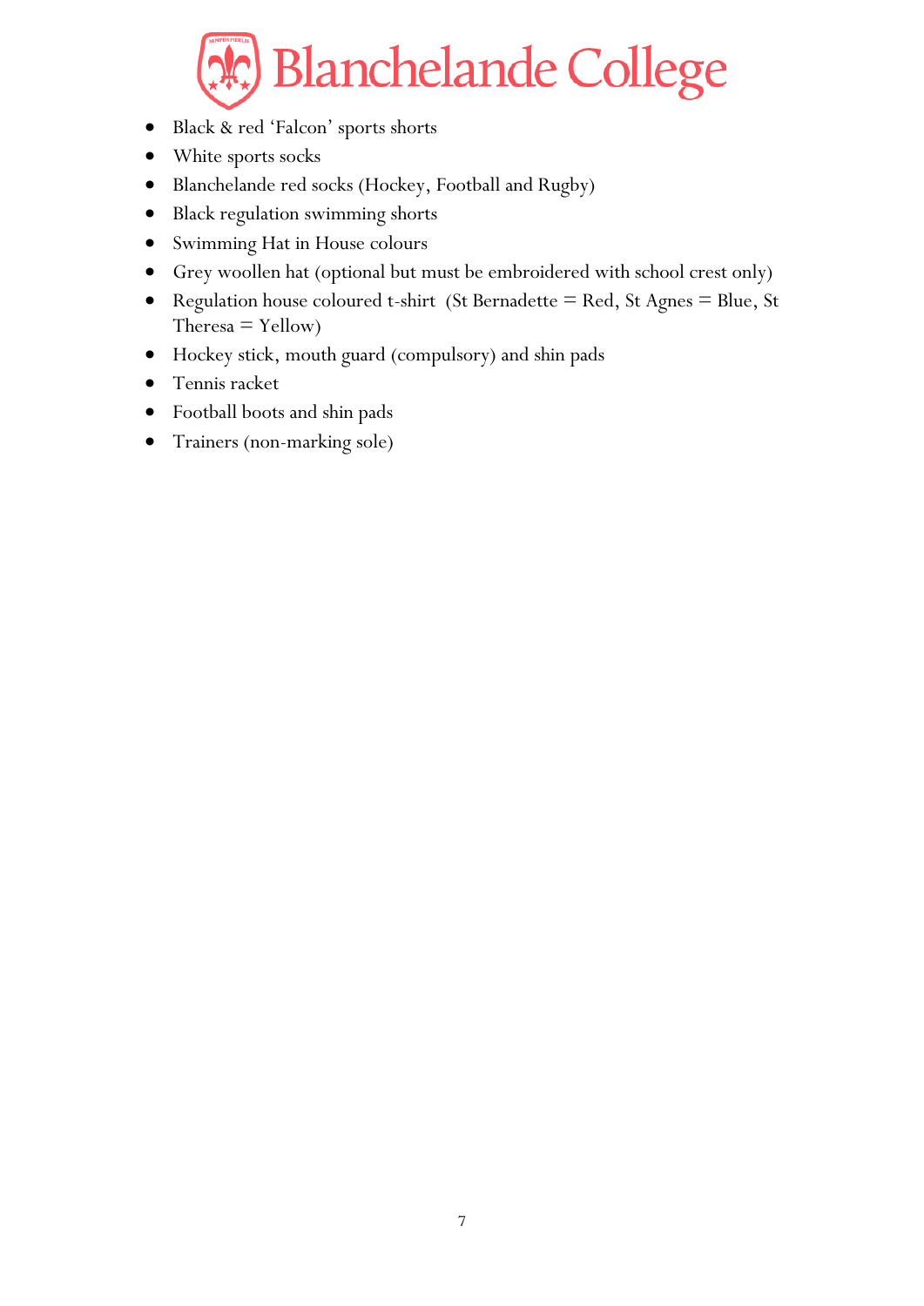- Black & red 'Falcon' sports shorts
- White sports socks
- Blanchelande red socks (Hockey, Football and Rugby)
- Black regulation swimming shorts
- Swimming Hat in House colours
- Grey woollen hat (optional but must be embroidered with school crest only)
- Regulation house coloured t-shirt (St Bernadette = Red, St Agnes = Blue, St Theresa = Yellow)
- Hockey stick, mouth guard (compulsory) and shin pads
- Tennis racket
- Football boots and shin pads
- Trainers (non-marking sole)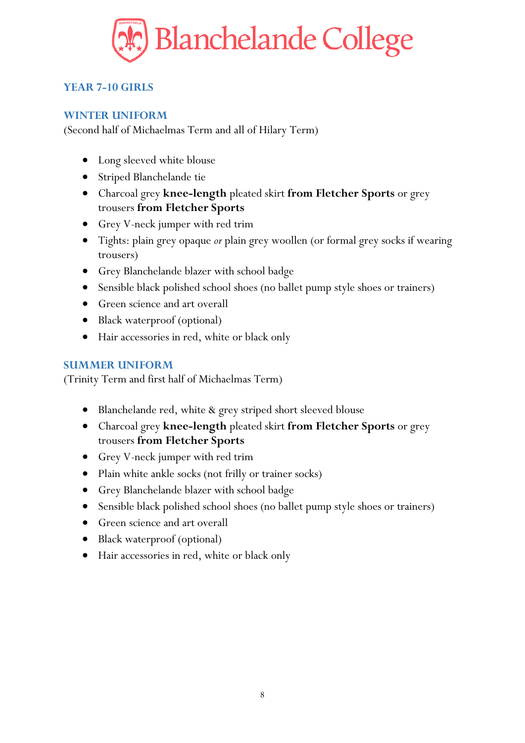# Blanchelande College

## YEAR 7-10 GIRLS

### WINTER UNIFORM

(Second half of Michaelmas Term and all of Hilary Term)

- Long sleeved white blouse
- Striped Blanchelande tie
- Charcoal grey **knee-length** pleated skirt **from Fletcher Sports** or grey trousers **from Fletcher Sports**
- Grey V-neck jumper with red trim
- Tights: plain grey opaque *or* plain grey woollen (or formal grey socks if wearing trousers)
- Grey Blanchelande blazer with school badge
- Sensible black polished school shoes (no ballet pump style shoes or trainers)
- Green science and art overall
- Black waterproof (optional)
- Hair accessories in red, white or black only

### SUMMER UNIFORM

(Trinity Term and first half of Michaelmas Term)

- Blanchelande red, white & grey striped short sleeved blouse
- Charcoal grey **knee-length** pleated skirt **from Fletcher Sports** or grey trousers **from Fletcher Sports**
- Grey V-neck jumper with red trim
- Plain white ankle socks (not frilly or trainer socks)
- Grey Blanchelande blazer with school badge
- Sensible black polished school shoes (no ballet pump style shoes or trainers)
- Green science and art overall
- Black waterproof (optional)
- Hair accessories in red, white or black only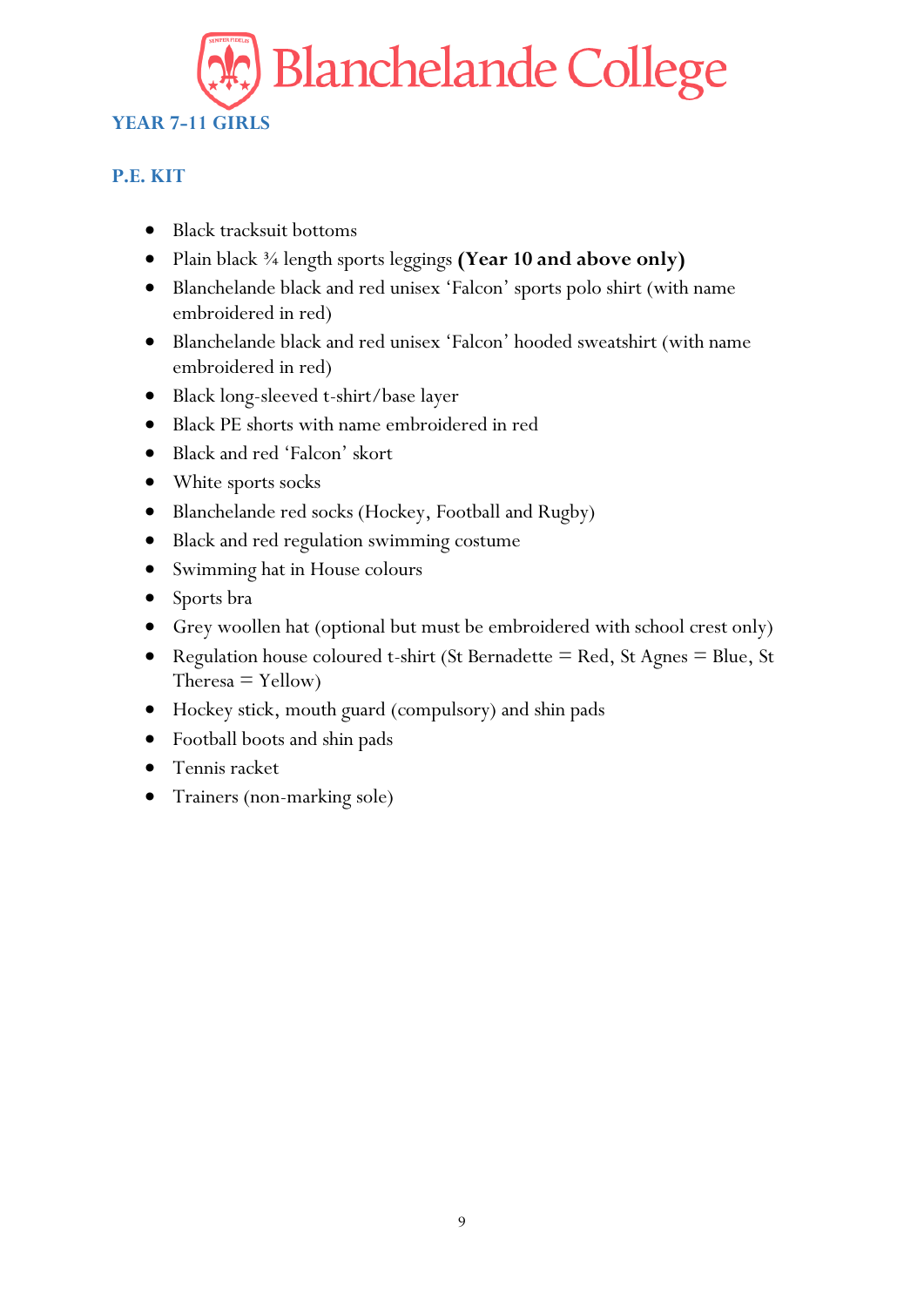# Blanchelande College

## YEAR 7-11 GIRLS

### P.E. KIT

- Black tracksuit bottoms
- Plain black ¾ length sports leggings **(Year 10 and above only)**
- Blanchelande black and red unisex 'Falcon' sports polo shirt (with name embroidered in red)
- Blanchelande black and red unisex 'Falcon' hooded sweatshirt (with name embroidered in red)
- Black long-sleeved t-shirt/base layer
- Black PE shorts with name embroidered in red
- Black and red 'Falcon' skort
- White sports socks
- Blanchelande red socks (Hockey, Football and Rugby)
- Black and red regulation swimming costume
- Swimming hat in House colours
- Sports bra
- Grey woollen hat (optional but must be embroidered with school crest only)
- Regulation house coloured t-shirt (St Bernadette = Red, St Agnes = Blue, St Theresa = Yellow)
- Hockey stick, mouth guard (compulsory) and shin pads
- Football boots and shin pads
- Tennis racket
- Trainers (non-marking sole)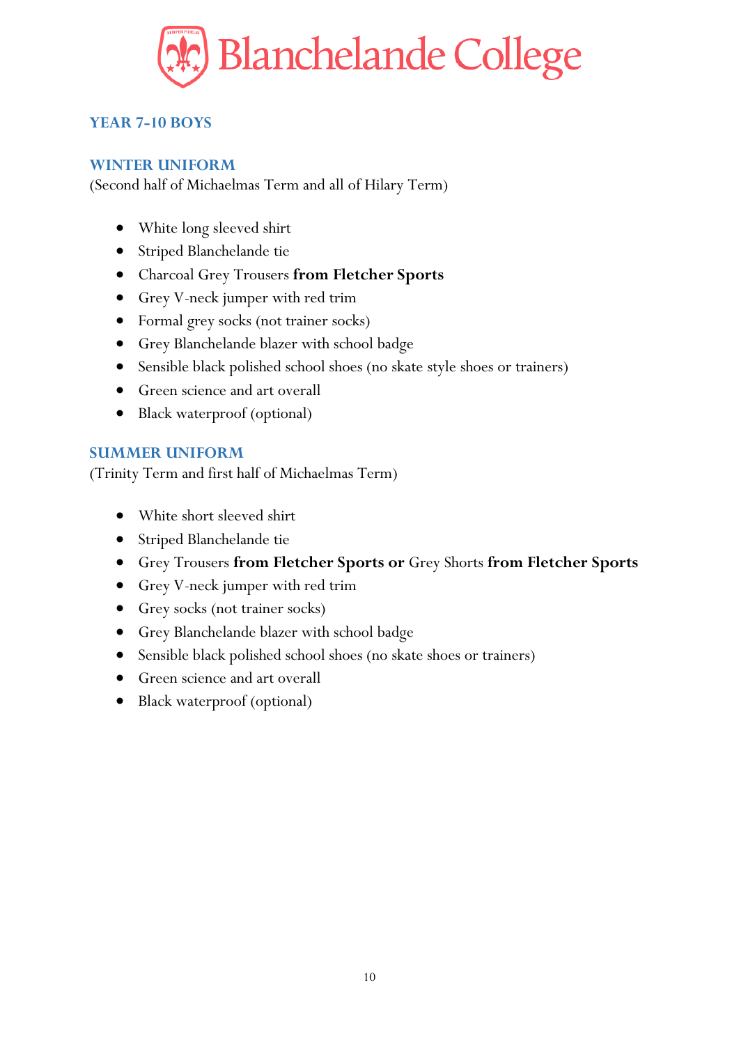# Blanchelande College

## YEAR 7-10 BOYS

### WINTER UNIFORM

(Second half of Michaelmas Term and all of Hilary Term)

- White long sleeved shirt
- Striped Blanchelande tie
- Charcoal Grey Trousers **from Fletcher Sports**
- Grey V-neck jumper with red trim
- Formal grey socks (not trainer socks)
- Grey Blanchelande blazer with school badge
- Sensible black polished school shoes (no skate style shoes or trainers)
- Green science and art overall
- Black waterproof (optional)

### SUMMER UNIFORM

(Trinity Term and first half of Michaelmas Term)

- White short sleeved shirt
- Striped Blanchelande tie
- Grey Trousers **from Fletcher Sports or** Grey Shorts **from Fletcher Sports**
- Grey V-neck jumper with red trim
- Grey socks (not trainer socks)
- Grey Blanchelande blazer with school badge
- Sensible black polished school shoes (no skate shoes or trainers)
- Green science and art overall
- Black waterproof (optional)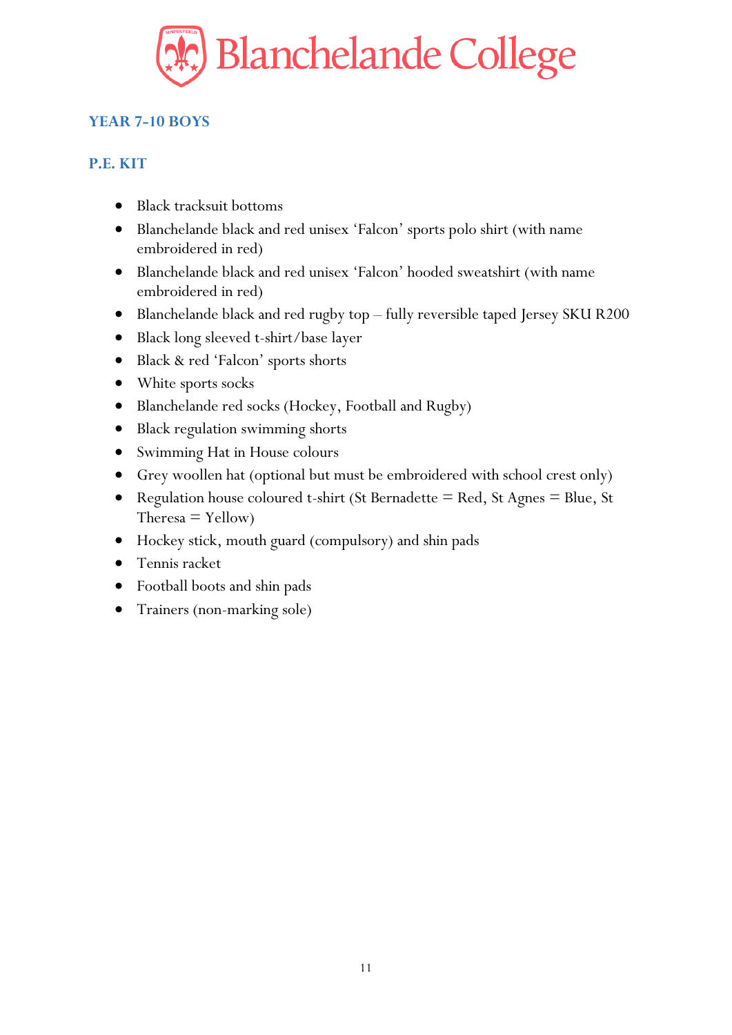## YEAR 7-10 BOYS

## P.E. KIT

- Black tracksuit bottoms
- Blanchelande black and red unisex 'Falcon' sports polo shirt (with name embroidered in red)
- Blanchelande black and red unisex 'Falcon' hooded sweatshirt (with name embroidered in red)
- Blanchelande black and red rugby top – fully reversible taped Jersey SKU R200
- Black long sleeved t-shirt/base layer
- Black & red 'Falcon' sports shorts
- White sports socks
- Blanchelande red socks (Hockey, Football and Rugby)
- Black regulation swimming shorts
- Swimming Hat in House colours
- Grey woollen hat (optional but must be embroidered with school crest only)
- Regulation house coloured t-shirt (St Bernadette = Red, St Agnes = Blue, St Theresa = Yellow)
- Hockey stick, mouth guard (compulsory) and shin pads
- Tennis racket
- Football boots and shin pads
- Trainers (non-marking sole)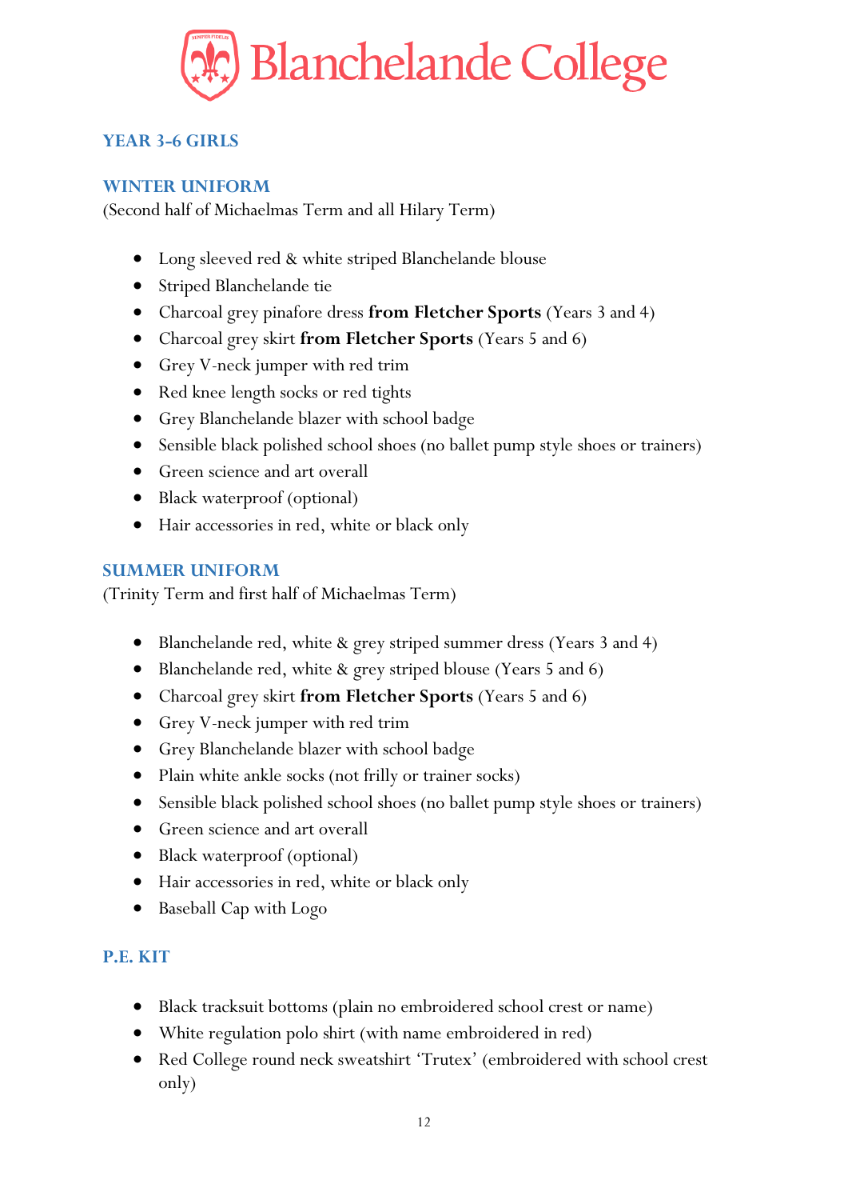# Blanchelande College

## YEAR 3-6 GIRLS

### WINTER UNIFORM

(Second half of Michaelmas Term and all Hilary Term)

- Long sleeved red & white striped Blanchelande blouse
- Striped Blanchelande tie
- Charcoal grey pinafore dress **from Fletcher Sports** (Years 3 and 4)
- Charcoal grey skirt **from Fletcher Sports** (Years 5 and 6)
- Grey V-neck jumper with red trim
- Red knee length socks or red tights
- Grey Blanchelande blazer with school badge
- Sensible black polished school shoes (no ballet pump style shoes or trainers)
- Green science and art overall
- Black waterproof (optional)
- Hair accessories in red, white or black only

### SUMMER UNIFORM

(Trinity Term and first half of Michaelmas Term)

- Blanchelande red, white & grey striped summer dress (Years 3 and 4)
- Blanchelande red, white & grey striped blouse (Years 5 and 6)
- Charcoal grey skirt **from Fletcher Sports** (Years 5 and 6)
- Grey V-neck jumper with red trim
- Grey Blanchelande blazer with school badge
- Plain white ankle socks (not frilly or trainer socks)
- Sensible black polished school shoes (no ballet pump style shoes or trainers)
- Green science and art overall
- Black waterproof (optional)
- Hair accessories in red, white or black only
- Baseball Cap with Logo

### P.E. KIT

- Black tracksuit bottoms (plain no embroidered school crest or name)
- White regulation polo shirt (with name embroidered in red)
- Red College round neck sweatshirt 'Trutex' (embroidered with school crest only)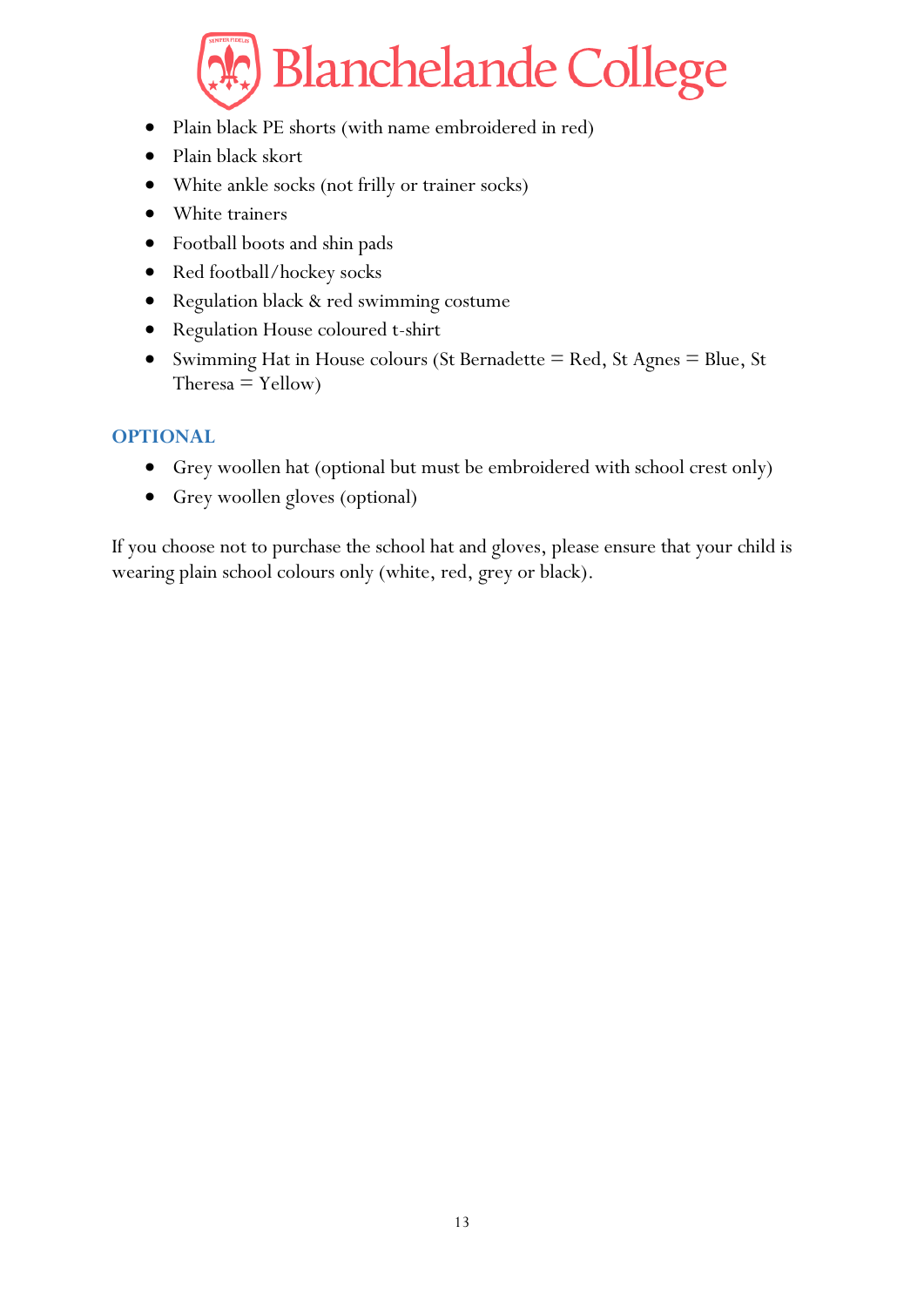- Plain black PE shorts (with name embroidered in red)
- Plain black skort
- White ankle socks (not frilly or trainer socks)
- White trainers
- Football boots and shin pads
- Red football/hockey socks
- Regulation black & red swimming costume
- Regulation House coloured t-shirt
- Swimming Hat in House colours (St Bernadette = Red, St Agnes = Blue, St Theresa = Yellow)

## OPTIONAL

- Grey woollen hat (optional but must be embroidered with school crest only)
- Grey woollen gloves (optional)

If you choose not to purchase the school hat and gloves, please ensure that your child is wearing plain school colours only (white, red, grey or black).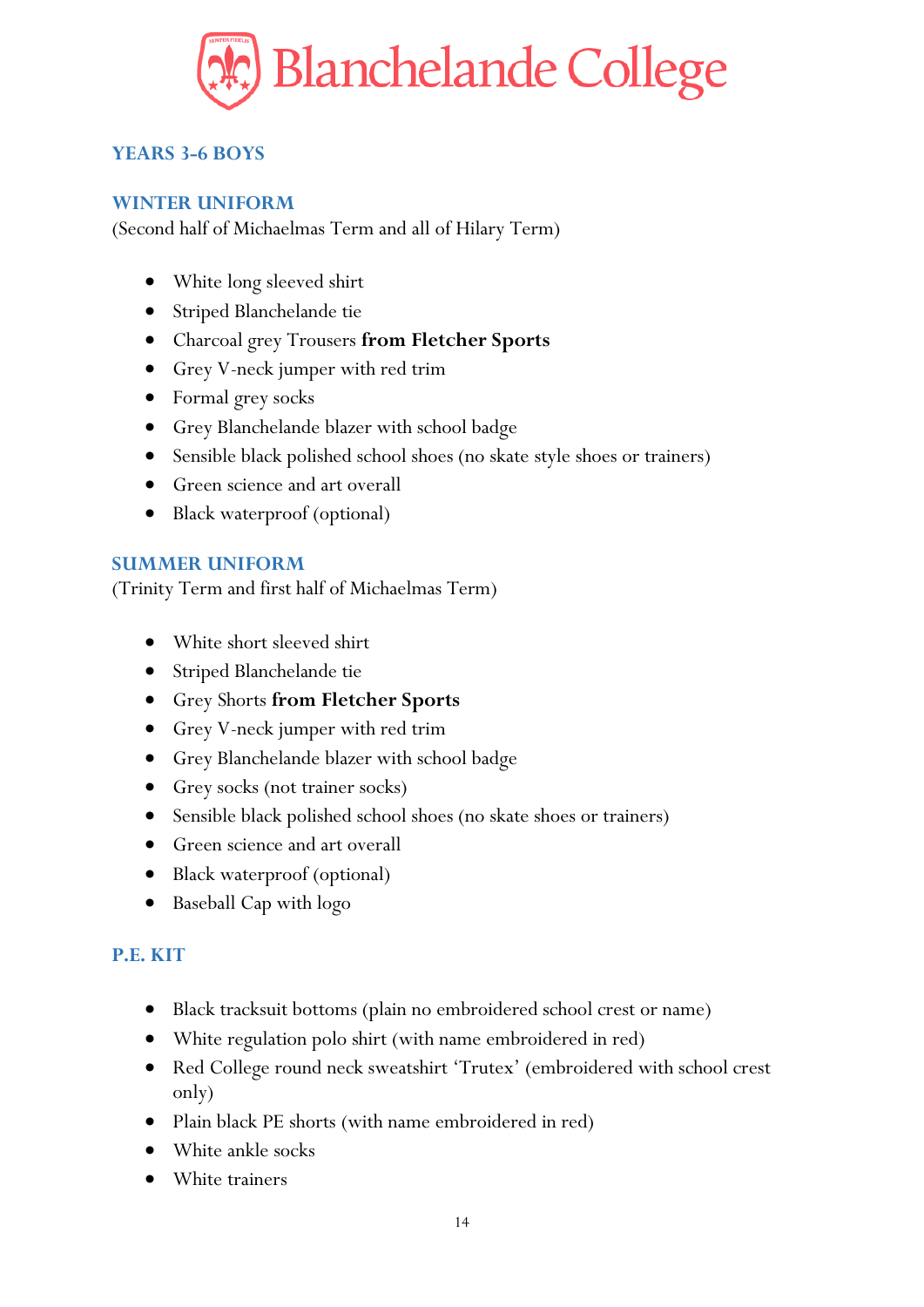## YEARS 3-6 BOYS

### WINTER UNIFORM

(Second half of Michaelmas Term and all of Hilary Term)

- White long sleeved shirt
- Striped Blanchelande tie
- Charcoal grey Trousers **from Fletcher Sports**
- Grey V-neck jumper with red trim
- Formal grey socks
- Grey Blanchelande blazer with school badge
- Sensible black polished school shoes (no skate style shoes or trainers)
- Green science and art overall
- Black waterproof (optional)

### SUMMER UNIFORM

(Trinity Term and first half of Michaelmas Term)

- White short sleeved shirt
- Striped Blanchelande tie
- Grey Shorts **from Fletcher Sports**
- Grey V-neck jumper with red trim
- Grey Blanchelande blazer with school badge
- Grey socks (not trainer socks)
- Sensible black polished school shoes (no skate shoes or trainers)
- Green science and art overall
- Black waterproof (optional)
- Baseball Cap with logo

### P.E. KIT

- Black tracksuit bottoms (plain no embroidered school crest or name)
- White regulation polo shirt (with name embroidered in red)
- Red College round neck sweatshirt 'Trutex' (embroidered with school crest only)
- Plain black PE shorts (with name embroidered in red)
- White ankle socks
- White trainers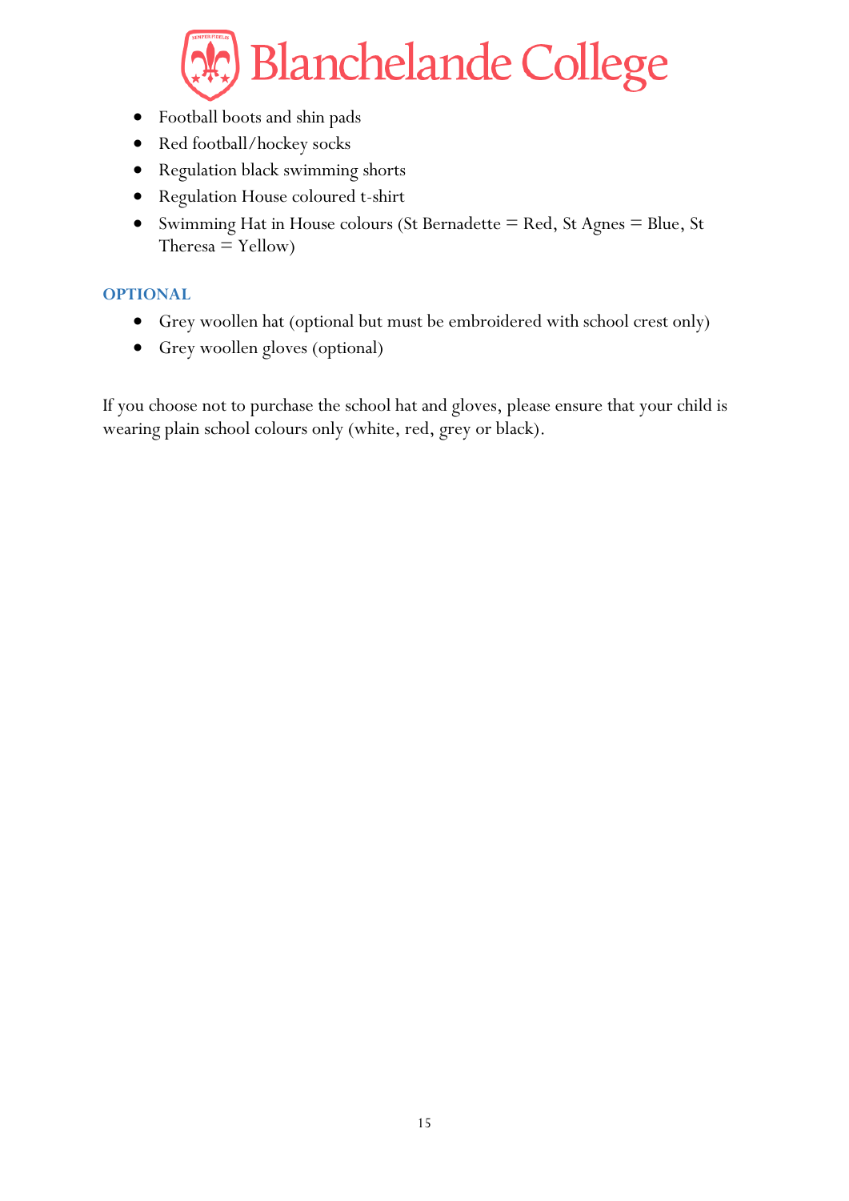- Football boots and shin pads
- Red football/hockey socks
- Regulation black swimming shorts
- Regulation House coloured t-shirt
- Swimming Hat in House colours (St Bernadette = Red, St Agnes = Blue, St Theresa = Yellow)

### OPTIONAL

- Grey woollen hat (optional but must be embroidered with school crest only)
- Grey woollen gloves (optional)

If you choose not to purchase the school hat and gloves, please ensure that your child is wearing plain school colours only (white, red, grey or black).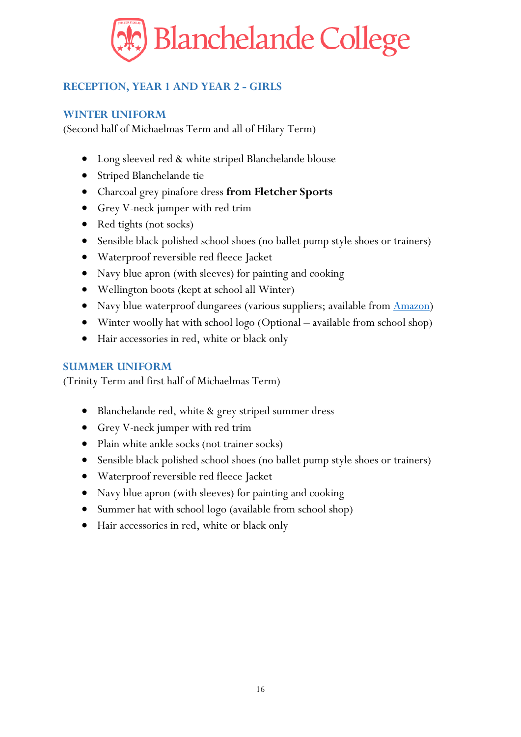# Blanchelande College

## RECEPTION, YEAR 1 AND YEAR 2 - GIRLS

### WINTER UNIFORM

(Second half of Michaelmas Term and all of Hilary Term)

- Long sleeved red & white striped Blanchelande blouse
- Striped Blanchelande tie
- Charcoal grey pinafore dress **from Fletcher Sports**
- Grey V-neck jumper with red trim
- Red tights (not socks)
- Sensible black polished school shoes (no ballet pump style shoes or trainers)
- Waterproof reversible red fleece Jacket
- Navy blue apron (with sleeves) for painting and cooking
- Wellington boots (kept at school all Winter)
- Navy blue waterproof dungarees (various suppliers; available from Amazon)
- Winter woolly hat with school logo (Optional – available from school shop)
- Hair accessories in red, white or black only

### SUMMER UNIFORM

(Trinity Term and first half of Michaelmas Term)

- Blanchelande red, white & grey striped summer dress
- Grey V-neck jumper with red trim
- Plain white ankle socks (not trainer socks)
- Sensible black polished school shoes (no ballet pump style shoes or trainers)
- Waterproof reversible red fleece Jacket
- Navy blue apron (with sleeves) for painting and cooking
- Summer hat with school logo (available from school shop)
- Hair accessories in red, white or black only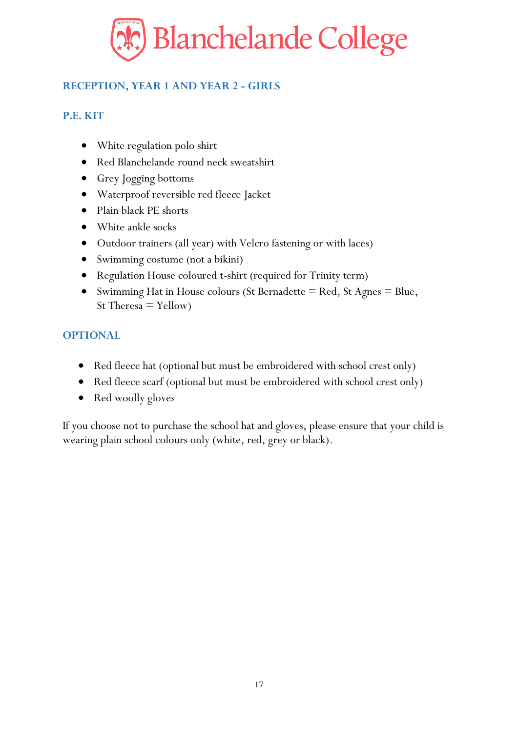# Blanchelande College

## RECEPTION, YEAR 1 AND YEAR 2 - GIRLS

### P.E. KIT

- White regulation polo shirt
- Red Blanchelande round neck sweatshirt
- Grey Jogging bottoms
- Waterproof reversible red fleece Jacket
- Plain black PE shorts
- White ankle socks
- Outdoor trainers (all year) with Velcro fastening or with laces)
- Swimming costume (not a bikini)
- Regulation House coloured t-shirt (required for Trinity term)
- Swimming Hat in House colours (St Bernadette = Red, St Agnes = Blue, St Theresa = Yellow)

### OPTIONAL

- Red fleece hat (optional but must be embroidered with school crest only)
- Red fleece scarf (optional but must be embroidered with school crest only)
- Red woolly gloves

If you choose not to purchase the school hat and gloves, please ensure that your child is wearing plain school colours only (white, red, grey or black).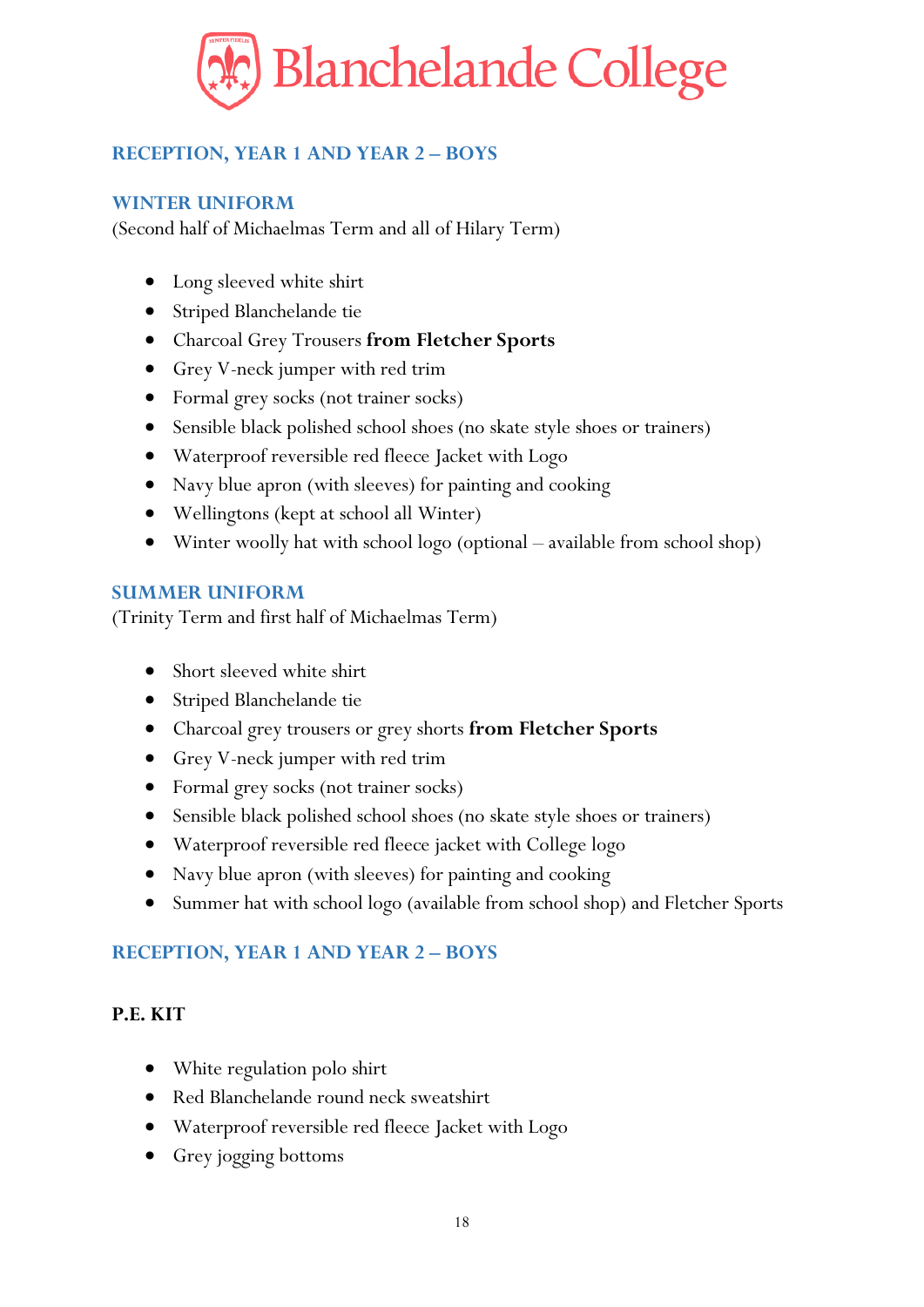# Blanchelande College

## RECEPTION, YEAR 1 AND YEAR 2 – BOYS

### WINTER UNIFORM

(Second half of Michaelmas Term and all of Hilary Term)

- Long sleeved white shirt
- Striped Blanchelande tie
- Charcoal Grey Trousers **from Fletcher Sports**
- Grey V-neck jumper with red trim
- Formal grey socks (not trainer socks)
- Sensible black polished school shoes (no skate style shoes or trainers)
- Waterproof reversible red fleece Jacket with Logo
- Navy blue apron (with sleeves) for painting and cooking
- Wellingtons (kept at school all Winter)
- Winter woolly hat with school logo (optional – available from school shop)

### SUMMER UNIFORM

(Trinity Term and first half of Michaelmas Term)

- Short sleeved white shirt
- Striped Blanchelande tie
- Charcoal grey trousers or grey shorts **from Fletcher Sports**
- Grey V-neck jumper with red trim
- Formal grey socks (not trainer socks)
- Sensible black polished school shoes (no skate style shoes or trainers)
- Waterproof reversible red fleece jacket with College logo
- Navy blue apron (with sleeves) for painting and cooking
- Summer hat with school logo (available from school shop) and Fletcher Sports

## RECEPTION, YEAR 1 AND YEAR 2 – BOYS

### P.E. KIT

- White regulation polo shirt
- Red Blanchelande round neck sweatshirt
- Waterproof reversible red fleece Jacket with Logo
- Grey jogging bottoms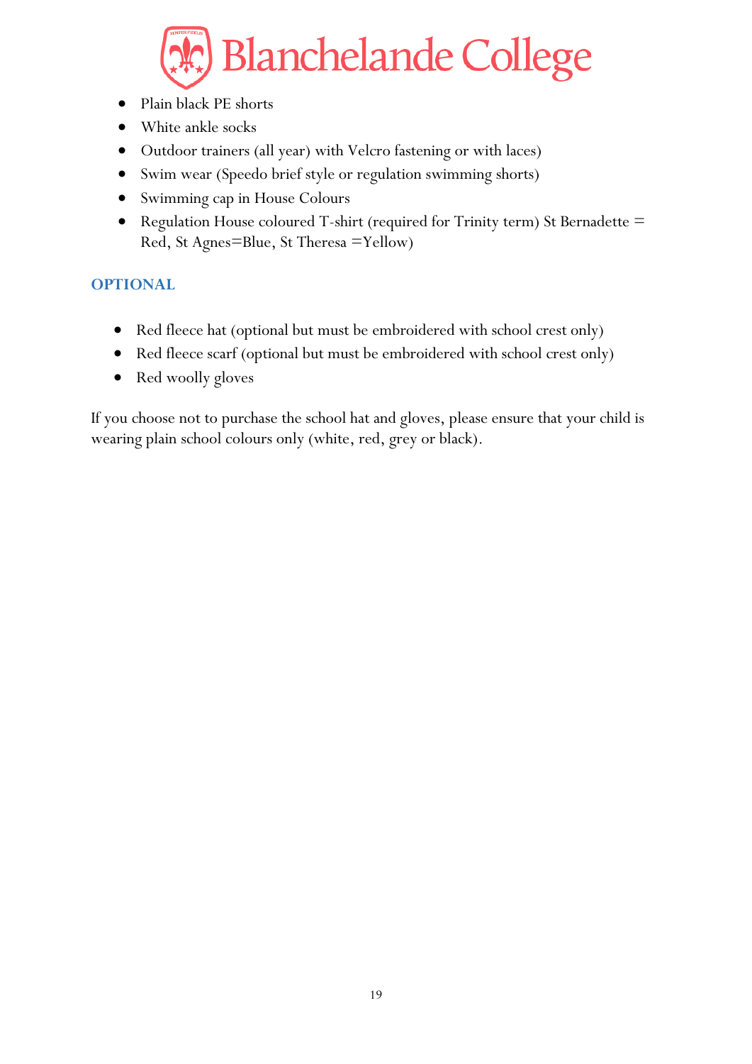- Plain black PE shorts
- White ankle socks
- Outdoor trainers (all year) with Velcro fastening or with laces)
- Swim wear (Speedo brief style or regulation swimming shorts)
- Swimming cap in House Colours
- Regulation House coloured T-shirt (required for Trinity term) St Bernadette = Red, St Agnes=Blue, St Theresa =Yellow)

## OPTIONAL

- Red fleece hat (optional but must be embroidered with school crest only)
- Red fleece scarf (optional but must be embroidered with school crest only)
- Red woolly gloves

If you choose not to purchase the school hat and gloves, please ensure that your child is wearing plain school colours only (white, red, grey or black).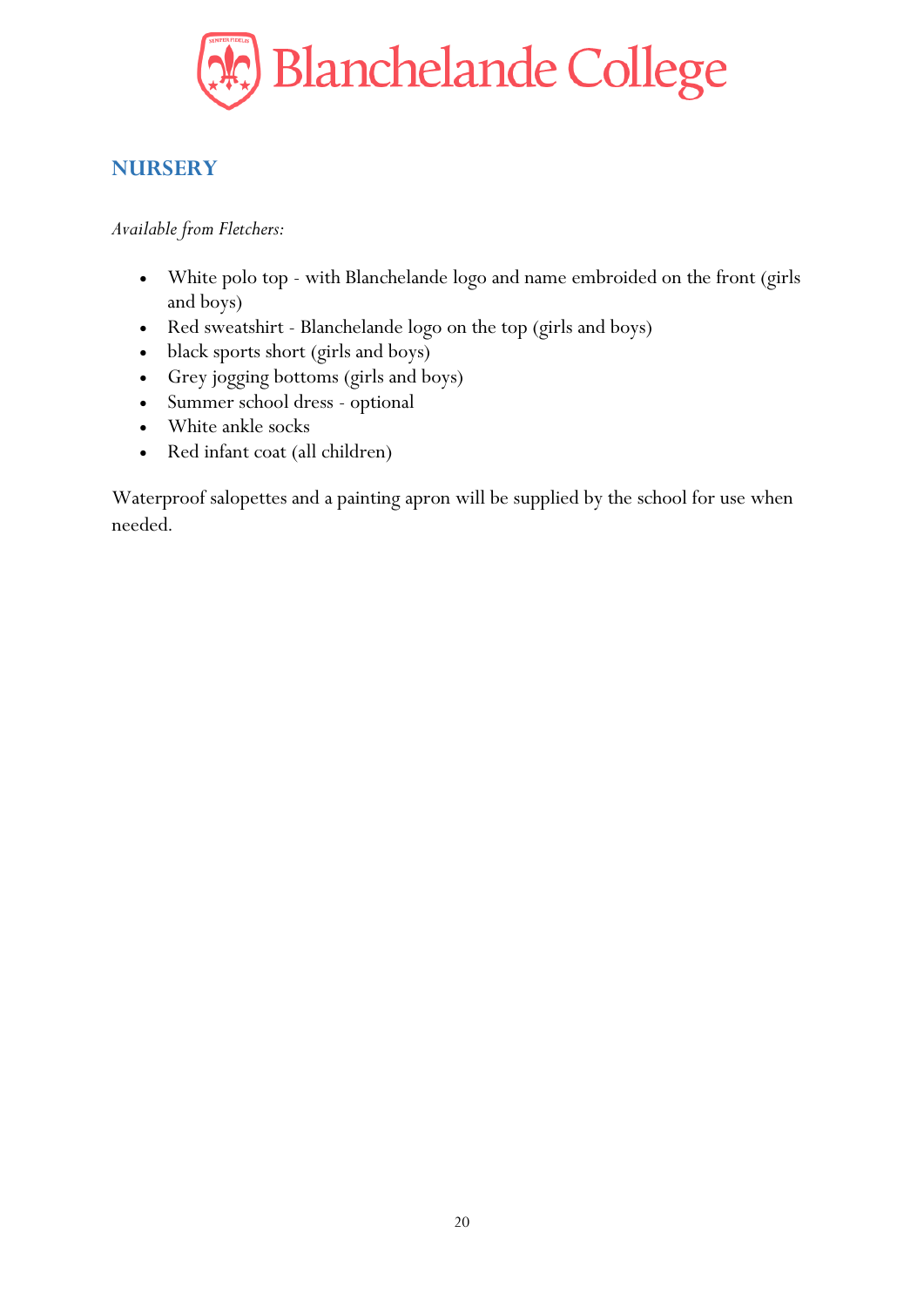## NURSERY

*Available from Fletchers:*

- White polo top - with Blanchelande logo and name embroided on the front (girls and boys)
- Red sweatshirt - Blanchelande logo on the top (girls and boys)
- black sports short (girls and boys)
- Grey jogging bottoms (girls and boys)
- Summer school dress - optional
- White ankle socks
- Red infant coat (all children)

Waterproof salopettes and a painting apron will be supplied by the school for use when needed.